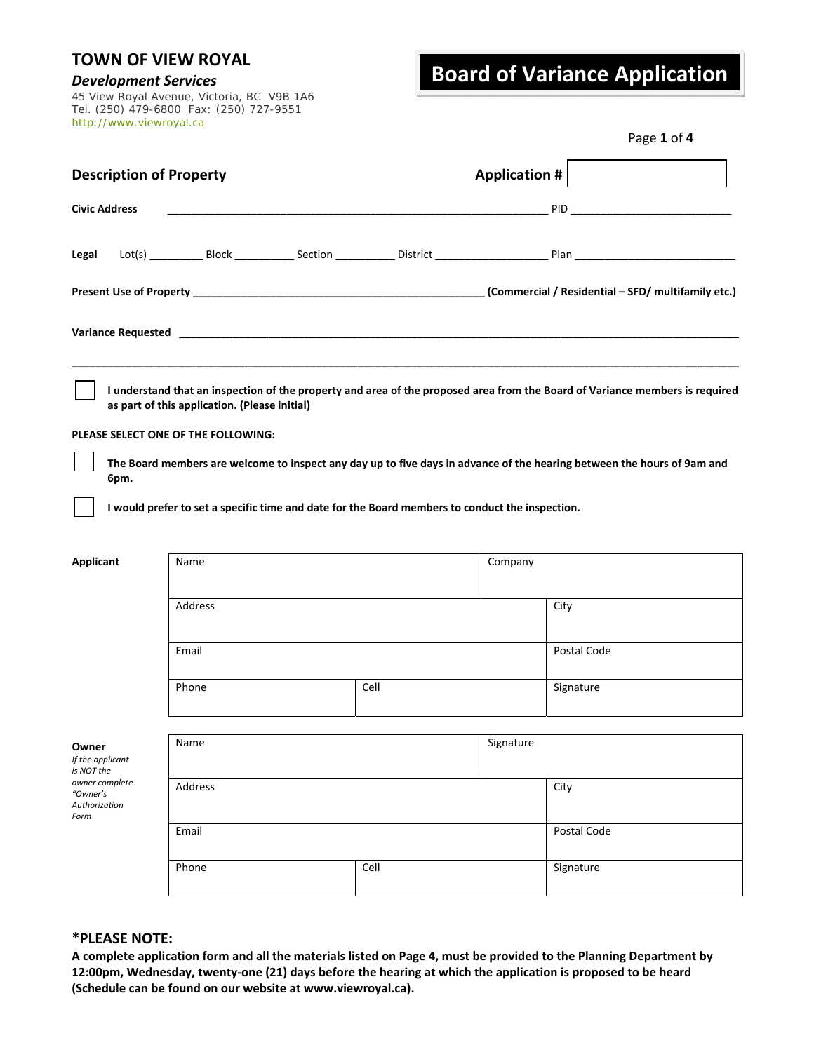**TOWN OF VIEW ROYAL**

***Development Services***

45 View Royal Avenue, Victoria, BC V9B 1A6
Tel. (250) 479-6800 Fax: (250) 727-9551
http://www.viewroyal.ca

# Board of Variance Application

## Description of Property

**Application #** ____________

**Civic Address** ______________________________________________ PID ______________________

**Legal** Lot(s) ________ Block _________ Section _________ District ________________ Plan ______________________

**Present Use of Property** ________________________________________ **(Commercial / Residential – SFD/ multifamily etc.)**

**Variance Requested** ____________________________________________________________________________

______________________________________________________________________________________________

☐ **I understand that an inspection of the property and area of the proposed area from the Board of Variance members is required as part of this application. (Please initial)**

**PLEASE SELECT ONE OF THE FOLLOWING:**

☐ **The Board members are welcome to inspect any day up to five days in advance of the hearing between the hours of 9am and 6pm.**

☐ **I would prefer to set a specific time and date for the Board members to conduct the inspection.**

**Applicant**

| Name | | Company |
|---|---|---|
| Address | | City |
| Email | | Postal Code |
| Phone | Cell | Signature |

**Owner**
*If the applicant is NOT the owner complete "Owner's Authorization Form*

| Name | | Signature |
|---|---|---|
| Address | | City |
| Email | | Postal Code |
| Phone | Cell | Signature |

## *PLEASE NOTE:

**A complete application form and all the materials listed on Page 4, must be provided to the Planning Department by 12:00pm, Wednesday, twenty-one (21) days before the hearing at which the application is proposed to be heard (Schedule can be found on our website at www.viewroyal.ca).**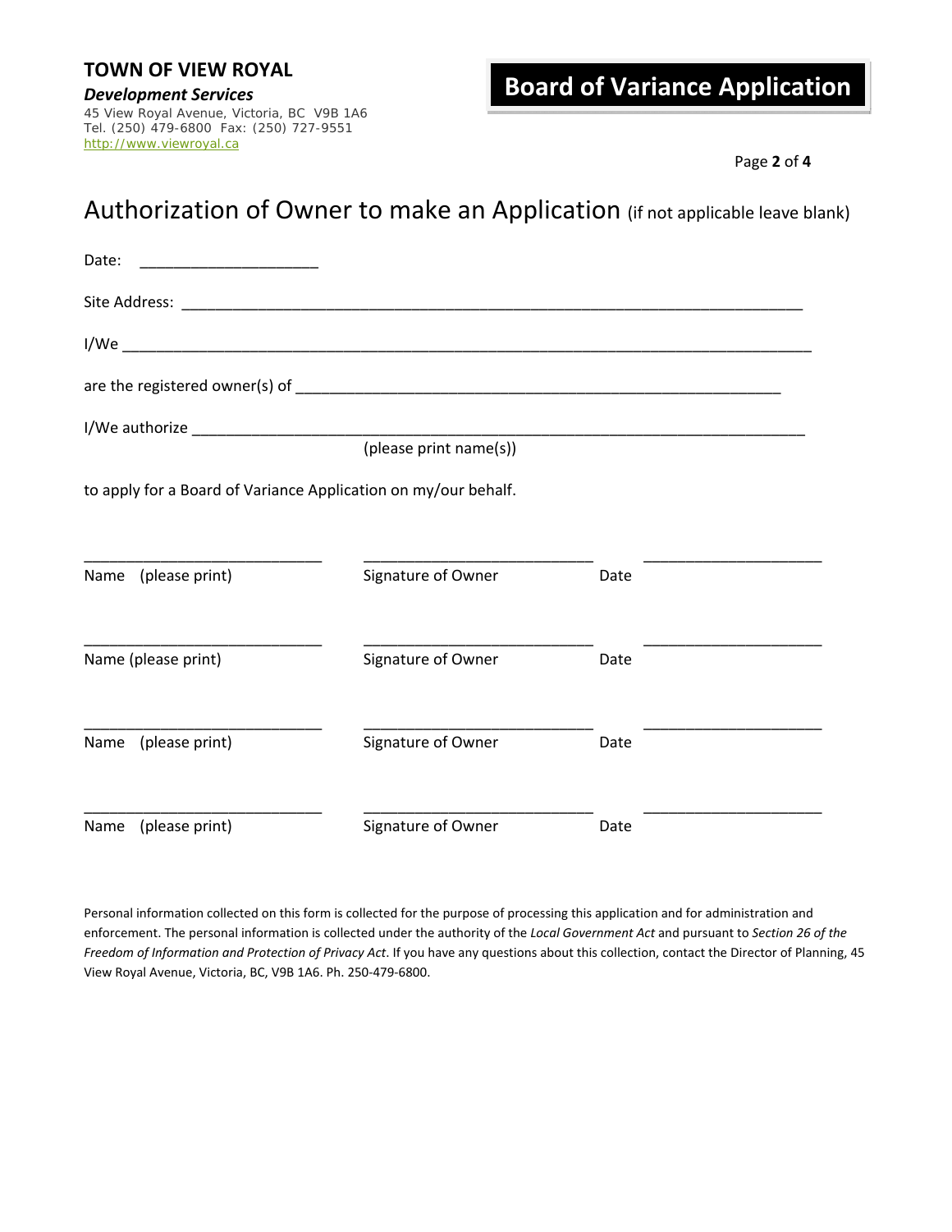**TOWN OF VIEW ROYAL**

***Development Services***

45 View Royal Avenue, Victoria, BC V9B 1A6
Tel. (250) 479-6800 Fax: (250) 727-9551
http://www.viewroyal.ca

# Board of Variance Application

## Authorization of Owner to make an Application (if not applicable leave blank)

Date: ____________________

Site Address: ______________________________________________________________________

I/We ______________________________________________________________________________

are the registered owner(s) of _______________________________________________________

I/We authorize ______________________________________________________________________
(please print name(s))

to apply for a Board of Variance Application on my/our behalf.

| Name (please print) | Signature of Owner | Date |
|---|---|---|
| ____________________ | ____________________ | ____________________ |
| ____________________ | ____________________ | ____________________ |
| ____________________ | ____________________ | ____________________ |
| ____________________ | ____________________ | ____________________ |

Personal information collected on this form is collected for the purpose of processing this application and for administration and enforcement. The personal information is collected under the authority of the *Local Government Act* and pursuant to *Section 26 of the Freedom of Information and Protection of Privacy Act*. If you have any questions about this collection, contact the Director of Planning, 45 View Royal Avenue, Victoria, BC, V9B 1A6. Ph. 250-479-6800.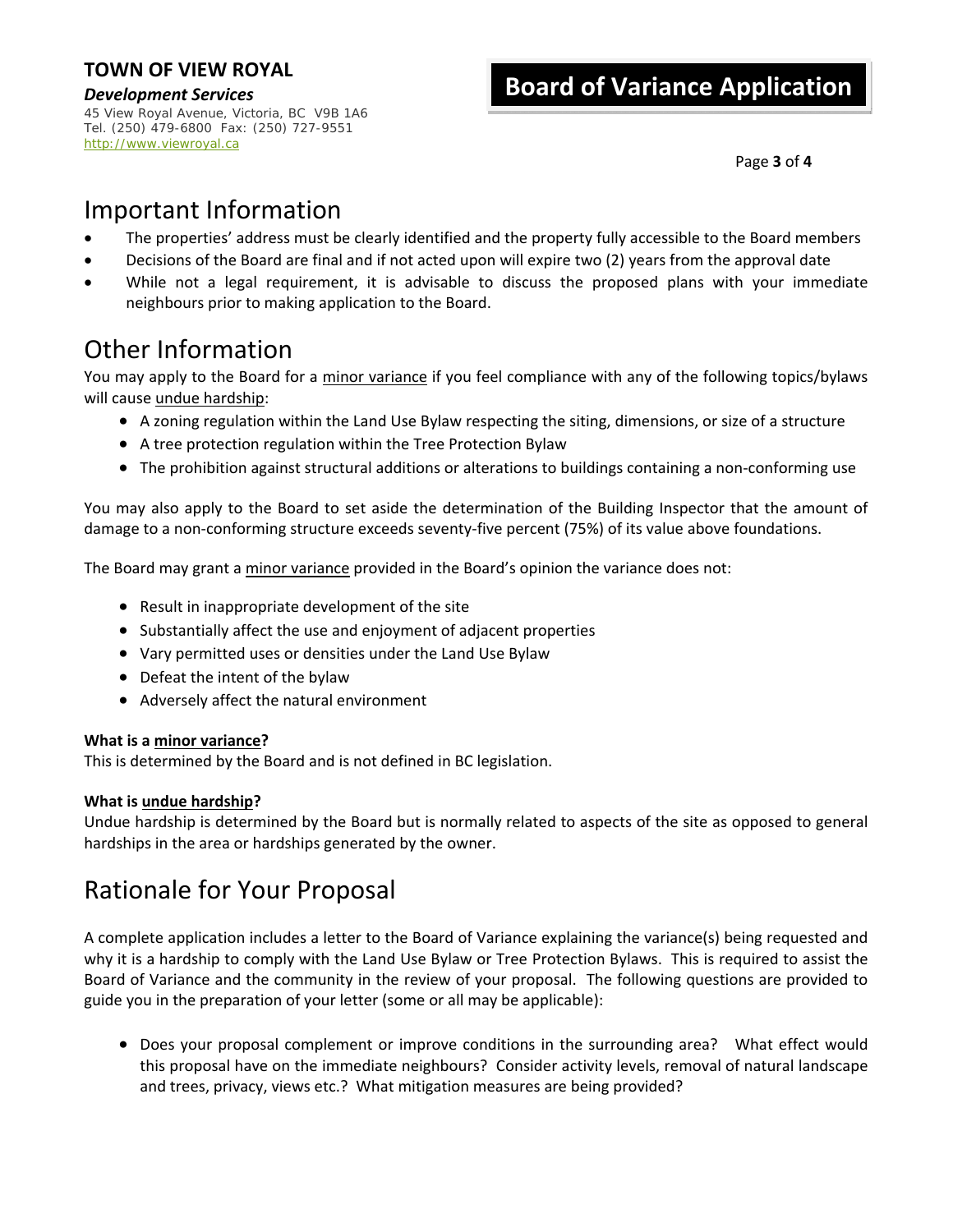# Important Information

- The properties' address must be clearly identified and the property fully accessible to the Board members
- Decisions of the Board are final and if not acted upon will expire two (2) years from the approval date
- While not a legal requirement, it is advisable to discuss the proposed plans with your immediate neighbours prior to making application to the Board.

# Other Information

You may apply to the Board for a minor variance if you feel compliance with any of the following topics/bylaws will cause undue hardship:

- A zoning regulation within the Land Use Bylaw respecting the siting, dimensions, or size of a structure
- A tree protection regulation within the Tree Protection Bylaw
- The prohibition against structural additions or alterations to buildings containing a non-conforming use

You may also apply to the Board to set aside the determination of the Building Inspector that the amount of damage to a non-conforming structure exceeds seventy-five percent (75%) of its value above foundations.

The Board may grant a minor variance provided in the Board's opinion the variance does not:

- Result in inappropriate development of the site
- Substantially affect the use and enjoyment of adjacent properties
- Vary permitted uses or densities under the Land Use Bylaw
- Defeat the intent of the bylaw
- Adversely affect the natural environment

**What is a minor variance?**
This is determined by the Board and is not defined in BC legislation.

**What is undue hardship?**
Undue hardship is determined by the Board but is normally related to aspects of the site as opposed to general hardships in the area or hardships generated by the owner.

# Rationale for Your Proposal

A complete application includes a letter to the Board of Variance explaining the variance(s) being requested and why it is a hardship to comply with the Land Use Bylaw or Tree Protection Bylaws. This is required to assist the Board of Variance and the community in the review of your proposal. The following questions are provided to guide you in the preparation of your letter (some or all may be applicable):

- Does your proposal complement or improve conditions in the surrounding area? What effect would this proposal have on the immediate neighbours? Consider activity levels, removal of natural landscape and trees, privacy, views etc.? What mitigation measures are being provided?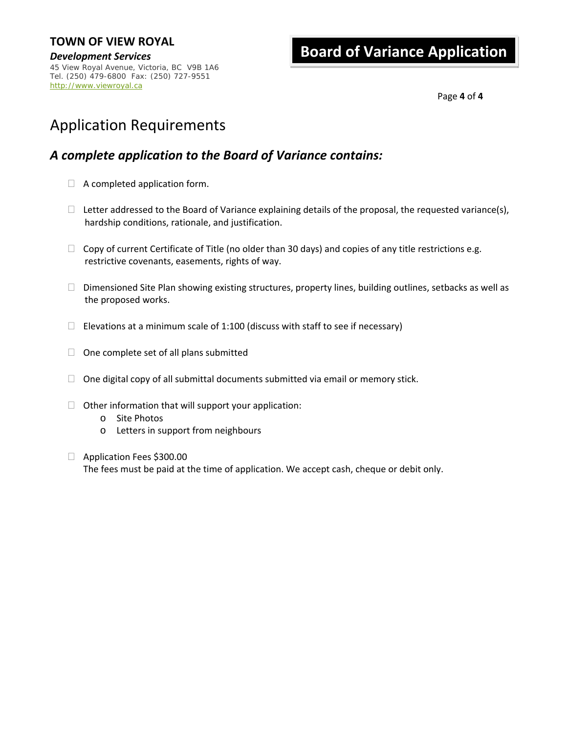# Application Requirements

## *A complete application to the Board of Variance contains:*

- ☐ A completed application form.
- ☐ Letter addressed to the Board of Variance explaining details of the proposal, the requested variance(s), hardship conditions, rationale, and justification.
- ☐ Copy of current Certificate of Title (no older than 30 days) and copies of any title restrictions e.g. restrictive covenants, easements, rights of way.
- ☐ Dimensioned Site Plan showing existing structures, property lines, building outlines, setbacks as well as the proposed works.
- ☐ Elevations at a minimum scale of 1:100 (discuss with staff to see if necessary)
- ☐ One complete set of all plans submitted
- ☐ One digital copy of all submittal documents submitted via email or memory stick.
- ☐ Other information that will support your application:
  - Site Photos
  - Letters in support from neighbours
- ☐ Application Fees $300.00
  The fees must be paid at the time of application. We accept cash, cheque or debit only.